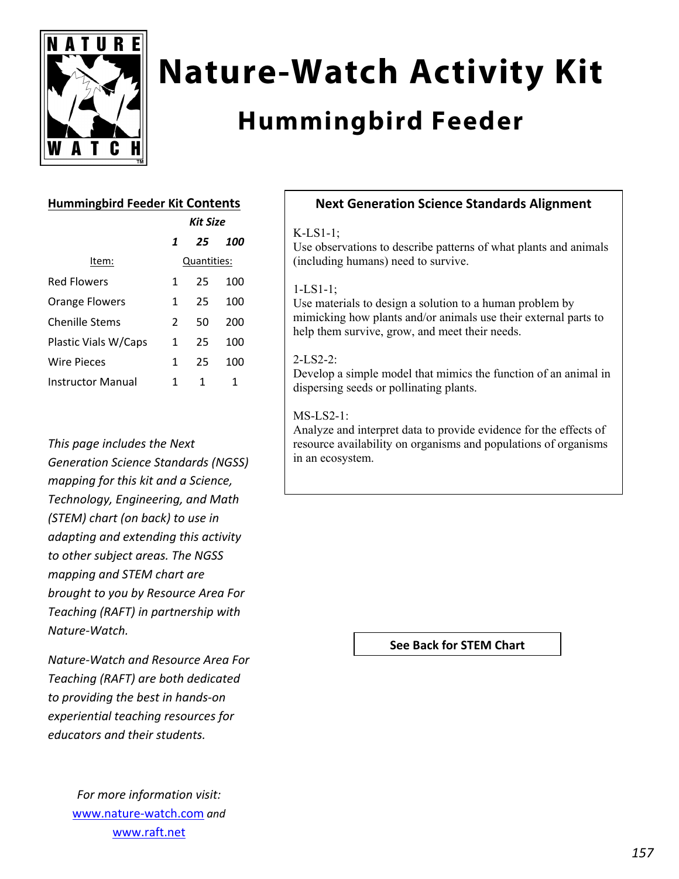# Nature-Watch Activity Kit

## Hummingbird Feeder

### Hummingbird Feeder Kit Contents

| Item: | *Kit Size* 1 | 25 | 100 |
|---|---|---|---|
| | Quantities: | | |
| Red Flowers | 1 | 25 | 100 |
| Orange Flowers | 1 | 25 | 100 |
| Chenille Stems | 2 | 50 | 200 |
| Plastic Vials W/Caps | 1 | 25 | 100 |
| Wire Pieces | 1 | 25 | 100 |
| Instructor Manual | 1 | 1 | 1 |

*This page includes the Next Generation Science Standards (NGSS) mapping for this kit and a Science, Technology, Engineering, and Math (STEM) chart (on back) to use in adapting and extending this activity to other subject areas. The NGSS mapping and STEM chart are brought to you by Resource Area For Teaching (RAFT) in partnership with Nature-Watch.*

*Nature-Watch and Resource Area For Teaching (RAFT) are both dedicated to providing the best in hands-on experiential teaching resources for educators and their students.*

### Next Generation Science Standards Alignment

K-LS1-1;
Use observations to describe patterns of what plants and animals (including humans) need to survive.

1-LS1-1;
Use materials to design a solution to a human problem by mimicking how plants and/or animals use their external parts to help them survive, grow, and meet their needs.

2-LS2-2:
Develop a simple model that mimics the function of an animal in dispersing seeds or pollinating plants.

MS-LS2-1:
Analyze and interpret data to provide evidence for the effects of resource availability on organisms and populations of organisms in an ecosystem.

**See Back for STEM Chart**

*For more information visit:*
www.nature-watch.com *and*
www.raft.net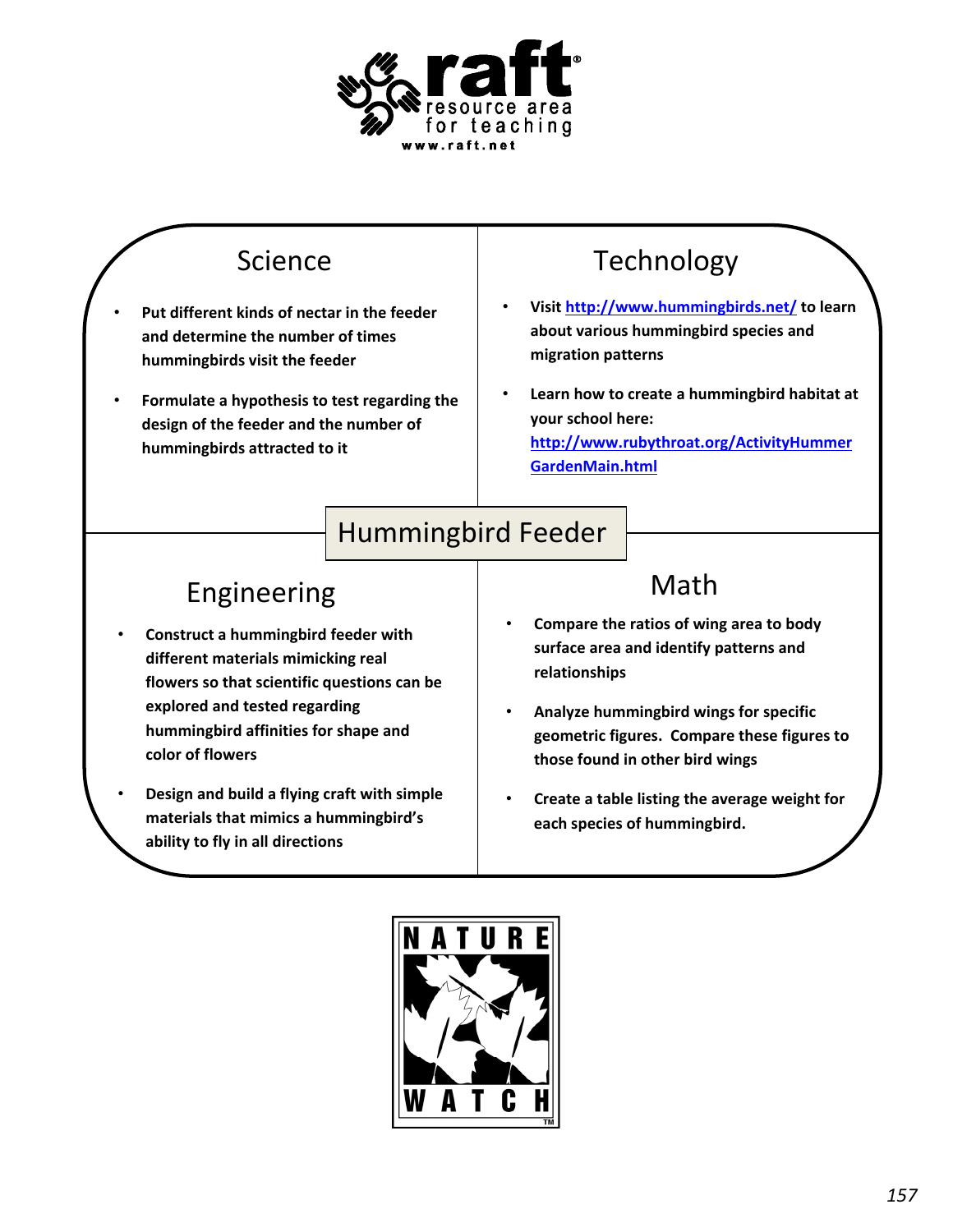## Science

- Put different kinds of nectar in the feeder and determine the number of times hummingbirds visit the feeder
- Formulate a hypothesis to test regarding the design of the feeder and the number of hummingbirds attracted to it

## Technology

- Visit http://www.hummingbirds.net/ to learn about various hummingbird species and migration patterns
- Learn how to create a hummingbird habitat at your school here: http://www.rubythroat.org/ActivityHummerGardenMain.html

# Hummingbird Feeder

## Engineering

- Construct a hummingbird feeder with different materials mimicking real flowers so that scientific questions can be explored and tested regarding hummingbird affinities for shape and color of flowers
- Design and build a flying craft with simple materials that mimics a hummingbird's ability to fly in all directions

## Math

- Compare the ratios of wing area to body surface area and identify patterns and relationships
- Analyze hummingbird wings for specific geometric figures. Compare these figures to those found in other bird wings
- Create a table listing the average weight for each species of hummingbird.